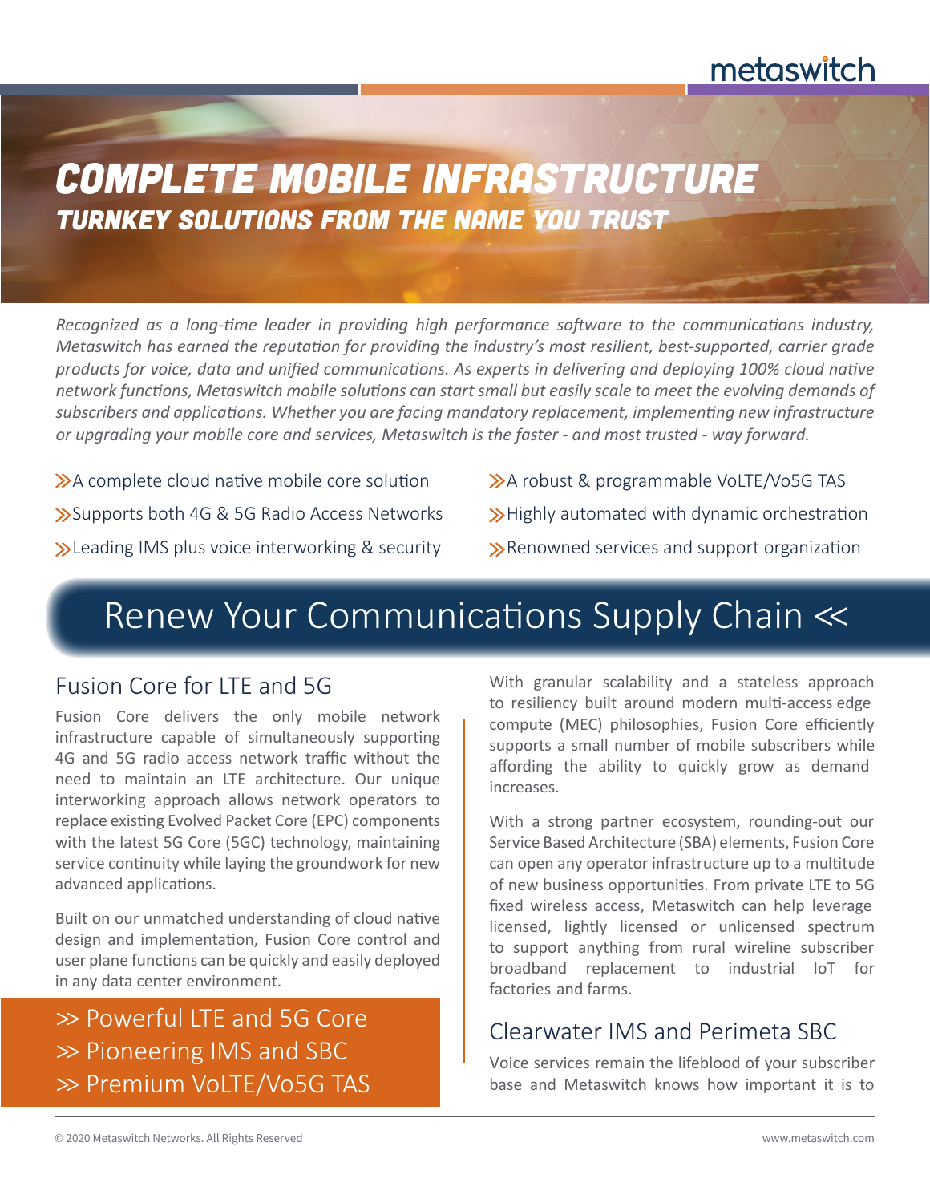metaswitch

# COMPLETE MOBILE INFRASTRUCTURE

## TURNKEY SOLUTIONS FROM THE NAME YOU TRUST

*Recognized as a long-time leader in providing high performance software to the communications industry, Metaswitch has earned the reputation for providing the industry's most resilient, best-supported, carrier grade products for voice, data and unified communications. As experts in delivering and deploying 100% cloud native network functions, Metaswitch mobile solutions can start small but easily scale to meet the evolving demands of subscribers and applications. Whether you are facing mandatory replacement, implementing new infrastructure or upgrading your mobile core and services, Metaswitch is the faster - and most trusted - way forward.*

- A complete cloud native mobile core solution
- Supports both 4G & 5G Radio Access Networks
- Leading IMS plus voice interworking & security
- A robust & programmable VoLTE/Vo5G TAS
- Highly automated with dynamic orchestration
- Renowned services and support organization

## Renew Your Communications Supply Chain <<

### Fusion Core for LTE and 5G

Fusion Core delivers the only mobile network infrastructure capable of simultaneously supporting 4G and 5G radio access network traffic without the need to maintain an LTE architecture. Our unique interworking approach allows network operators to replace existing Evolved Packet Core (EPC) components with the latest 5G Core (5GC) technology, maintaining service continuity while laying the groundwork for new advanced applications.

Built on our unmatched understanding of cloud native design and implementation, Fusion Core control and user plane functions can be quickly and easily deployed in any data center environment.

>> Powerful LTE and 5G Core
>> Pioneering IMS and SBC
>> Premium VoLTE/Vo5G TAS

With granular scalability and a stateless approach to resiliency built around modern multi-access edge compute (MEC) philosophies, Fusion Core efficiently supports a small number of mobile subscribers while affording the ability to quickly grow as demand increases.

With a strong partner ecosystem, rounding-out our Service Based Architecture (SBA) elements, Fusion Core can open any operator infrastructure up to a multitude of new business opportunities. From private LTE to 5G fixed wireless access, Metaswitch can help leverage licensed, lightly licensed or unlicensed spectrum to support anything from rural wireline subscriber broadband replacement to industrial IoT for factories and farms.

### Clearwater IMS and Perimeta SBC

Voice services remain the lifeblood of your subscriber base and Metaswitch knows how important it is to

© 2020 Metaswitch Networks. All Rights Reserved

www.metaswitch.com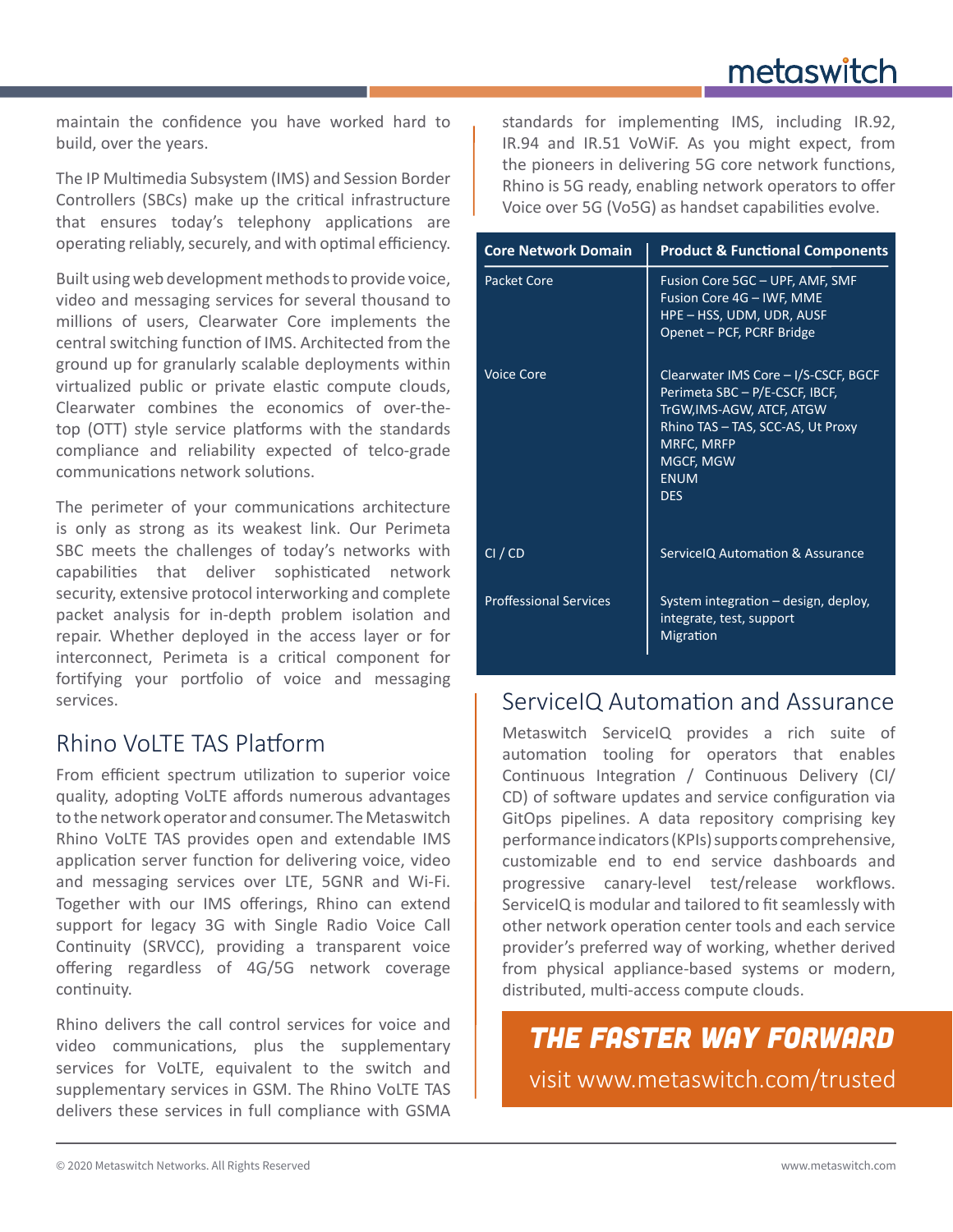maintain the confidence you have worked hard to build, over the years.

The IP Multimedia Subsystem (IMS) and Session Border Controllers (SBCs) make up the critical infrastructure that ensures today's telephony applications are operating reliably, securely, and with optimal efficiency.

Built using web development methods to provide voice, video and messaging services for several thousand to millions of users, Clearwater Core implements the central switching function of IMS. Architected from the ground up for granularly scalable deployments within virtualized public or private elastic compute clouds, Clearwater combines the economics of over-the-top (OTT) style service platforms with the standards compliance and reliability expected of telco-grade communications network solutions.

The perimeter of your communications architecture is only as strong as its weakest link. Our Perimeta SBC meets the challenges of today's networks with capabilities that deliver sophisticated network security, extensive protocol interworking and complete packet analysis for in-depth problem isolation and repair. Whether deployed in the access layer or for interconnect, Perimeta is a critical component for fortifying your portfolio of voice and messaging services.

## Rhino VoLTE TAS Platform

From efficient spectrum utilization to superior voice quality, adopting VoLTE affords numerous advantages to the network operator and consumer. The Metaswitch Rhino VoLTE TAS provides open and extendable IMS application server function for delivering voice, video and messaging services over LTE, 5GNR and Wi-Fi. Together with our IMS offerings, Rhino can extend support for legacy 3G with Single Radio Voice Call Continuity (SRVCC), providing a transparent voice offering regardless of 4G/5G network coverage continuity.

Rhino delivers the call control services for voice and video communications, plus the supplementary services for VoLTE, equivalent to the switch and supplementary services in GSM. The Rhino VoLTE TAS delivers these services in full compliance with GSMA standards for implementing IMS, including IR.92, IR.94 and IR.51 VoWiF. As you might expect, from the pioneers in delivering 5G core network functions, Rhino is 5G ready, enabling network operators to offer Voice over 5G (Vo5G) as handset capabilities evolve.

| Core Network Domain | Product & Functional Components |
|---|---|
| Packet Core | Fusion Core 5GC – UPF, AMF, SMF<br>Fusion Core 4G – IWF, MME<br>HPE – HSS, UDM, UDR, AUSF<br>Openet – PCF, PCRF Bridge |
| Voice Core | Clearwater IMS Core – I/S-CSCF, BGCF<br>Perimeta SBC – P/E-CSCF, IBCF, TrGW,IMS-AGW, ATCF, ATGW<br>Rhino TAS – TAS, SCC-AS, Ut Proxy<br>MRFC, MRFP<br>MGCF, MGW<br>ENUM<br>DES |
| CI / CD | ServiceIQ Automation & Assurance |
| Proffessional Services | System integration – design, deploy, integrate, test, support<br>Migration |

## ServiceIQ Automation and Assurance

Metaswitch ServiceIQ provides a rich suite of automation tooling for operators that enables Continuous Integration / Continuous Delivery (CI/CD) of software updates and service configuration via GitOps pipelines. A data repository comprising key performance indicators (KPIs) supports comprehensive, customizable end to end service dashboards and progressive canary-level test/release workflows. ServiceIQ is modular and tailored to fit seamlessly with other network operation center tools and each service provider's preferred way of working, whether derived from physical appliance-based systems or modern, distributed, multi-access compute clouds.

**THE FASTER WAY FORWARD**

visit www.metaswitch.com/trusted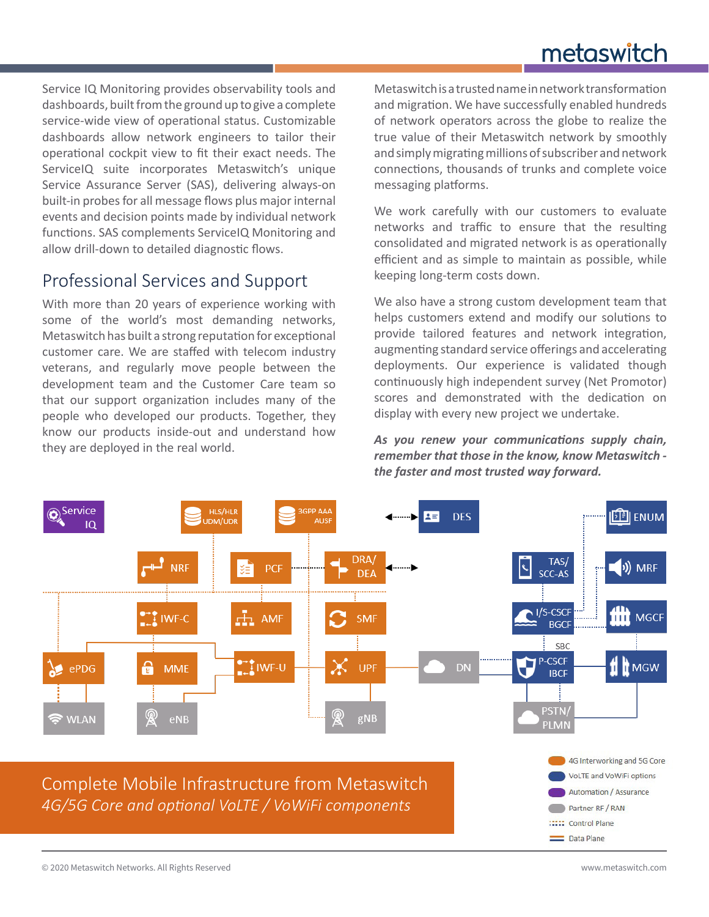Service IQ Monitoring provides observability tools and dashboards, built from the ground up to give a complete service-wide view of operational status. Customizable dashboards allow network engineers to tailor their operational cockpit view to fit their exact needs. The ServiceIQ suite incorporates Metaswitch's unique Service Assurance Server (SAS), delivering always-on built-in probes for all message flows plus major internal events and decision points made by individual network functions. SAS complements ServiceIQ Monitoring and allow drill-down to detailed diagnostic flows.

## Professional Services and Support

With more than 20 years of experience working with some of the world's most demanding networks, Metaswitch has built a strong reputation for exceptional customer care. We are staffed with telecom industry veterans, and regularly move people between the development team and the Customer Care team so that our support organization includes many of the people who developed our products. Together, they know our products inside-out and understand how they are deployed in the real world.

Metaswitch is a trusted name in network transformation and migration. We have successfully enabled hundreds of network operators across the globe to realize the true value of their Metaswitch network by smoothly and simply migrating millions of subscriber and network connections, thousands of trunks and complete voice messaging platforms.

We work carefully with our customers to evaluate networks and traffic to ensure that the resulting consolidated and migrated network is as operationally efficient and as simple to maintain as possible, while keeping long-term costs down.

We also have a strong custom development team that helps customers extend and modify our solutions to provide tailored features and network integration, augmenting standard service offerings and accelerating deployments. Our experience is validated though continuously high independent survey (Net Promotor) scores and demonstrated with the dedication on display with every new project we undertake.

***As you renew your communications supply chain, remember that those in the know, know Metaswitch - the faster and most trusted way forward.***

Service IQ
HLS/HLR UDM/UDR
3GPP AAA AUSF
DES
ENUM
NRF
PCF
DRA/ DEA
TAS/ SCC-AS
MRF
IWF-C
AMF
SMF
I/S-CSCF BGCF
MGCF
SBC
ePDG
MME
IWF-U
UPF
DN
P-CSCF IBCF
MGW
WLAN
eNB
gNB
PSTN/ PLMN

4G Interworking and 5G Core
VoLTE and VoWiFi options
Automation / Assurance
Partner RF / RAN
Control Plane
Data Plane

## Complete Mobile Infrastructure from Metaswitch

*4G/5G Core and optional VoLTE / VoWiFi components*

© 2020 Metaswitch Networks. All Rights Reserved

www.metaswitch.com